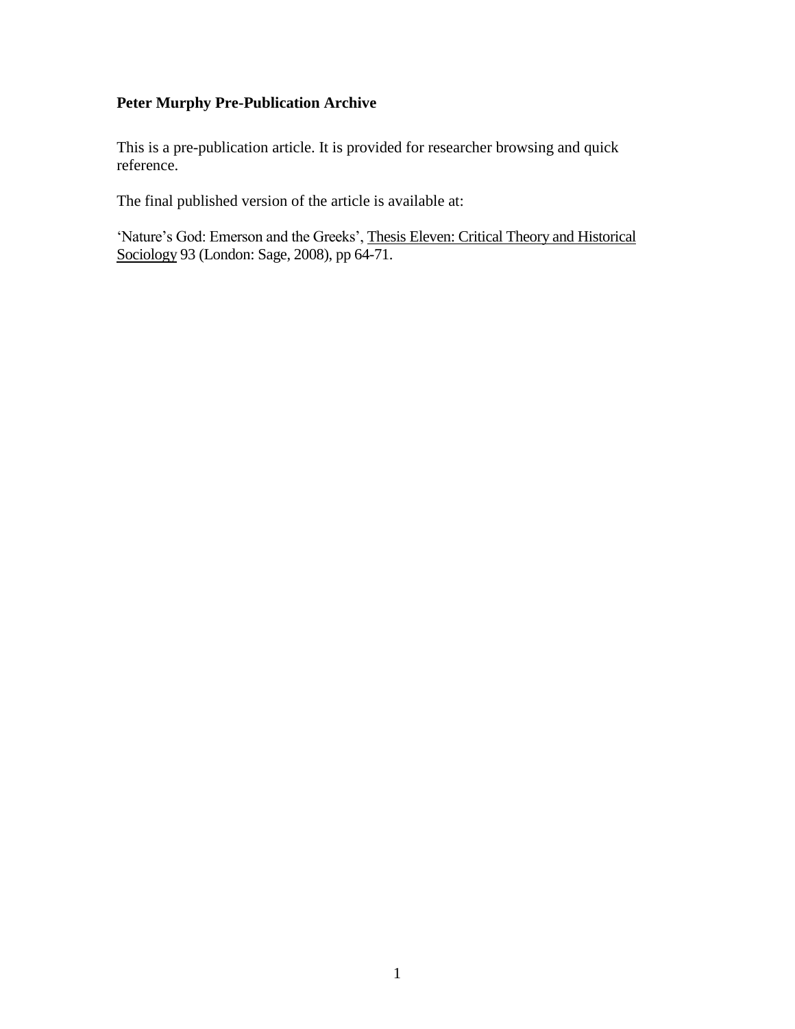**Peter Murphy Pre-Publication Archive**

This is a pre-publication article. It is provided for researcher browsing and quick reference.

The final published version of the article is available at:

'Nature's God: Emerson and the Greeks', Thesis Eleven: Critical Theory and Historical Sociology 93 (London: Sage, 2008), pp 64-71.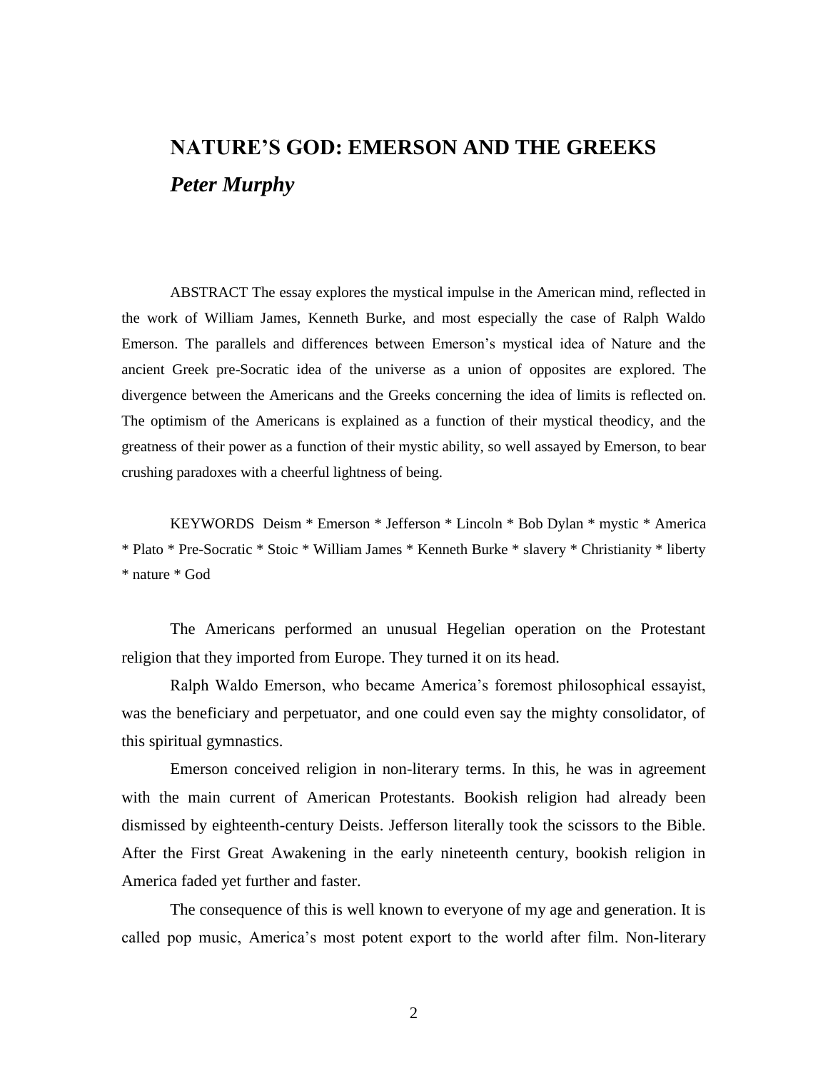# NATURE'S GOD: EMERSON AND THE GREEKS

## *Peter Murphy*

ABSTRACT The essay explores the mystical impulse in the American mind, reflected in the work of William James, Kenneth Burke, and most especially the case of Ralph Waldo Emerson. The parallels and differences between Emerson's mystical idea of Nature and the ancient Greek pre-Socratic idea of the universe as a union of opposites are explored. The divergence between the Americans and the Greeks concerning the idea of limits is reflected on. The optimism of the Americans is explained as a function of their mystical theodicy, and the greatness of their power as a function of their mystic ability, so well assayed by Emerson, to bear crushing paradoxes with a cheerful lightness of being.

KEYWORDS Deism * Emerson * Jefferson * Lincoln * Bob Dylan * mystic * America * Plato * Pre-Socratic * Stoic * William James * Kenneth Burke * slavery * Christianity * liberty * nature * God

The Americans performed an unusual Hegelian operation on the Protestant religion that they imported from Europe. They turned it on its head.

Ralph Waldo Emerson, who became America's foremost philosophical essayist, was the beneficiary and perpetuator, and one could even say the mighty consolidator, of this spiritual gymnastics.

Emerson conceived religion in non-literary terms. In this, he was in agreement with the main current of American Protestants. Bookish religion had already been dismissed by eighteenth-century Deists. Jefferson literally took the scissors to the Bible. After the First Great Awakening in the early nineteenth century, bookish religion in America faded yet further and faster.

The consequence of this is well known to everyone of my age and generation. It is called pop music, America's most potent export to the world after film. Non-literary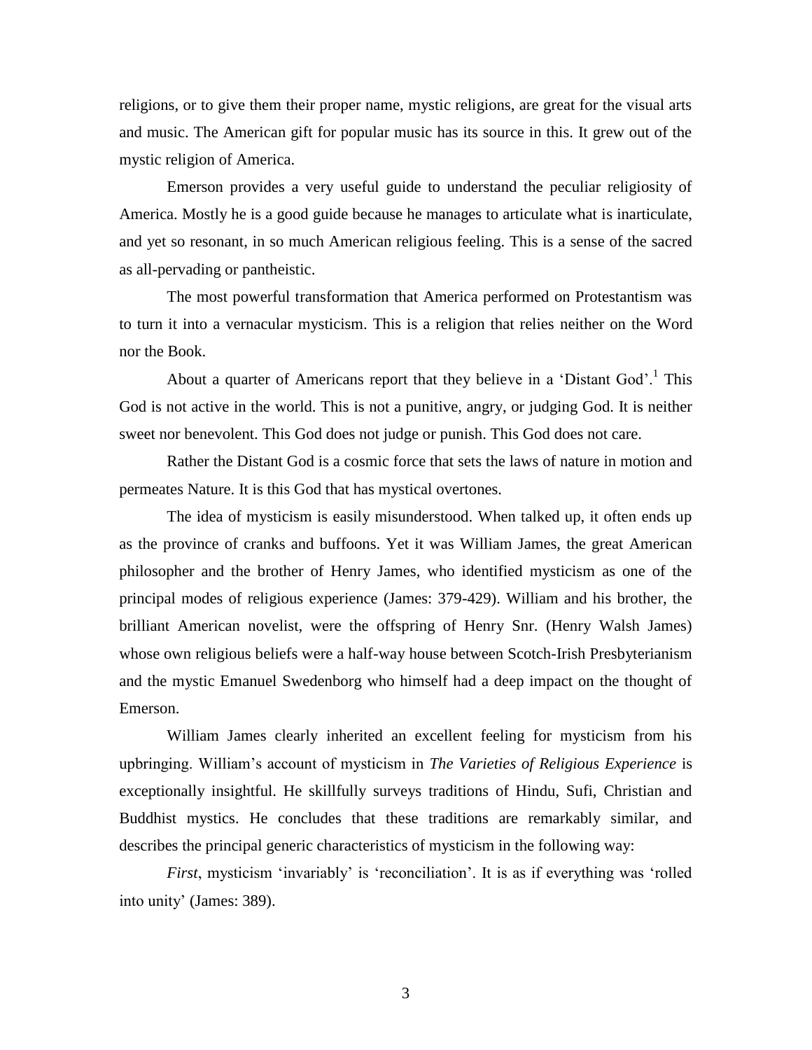religions, or to give them their proper name, mystic religions, are great for the visual arts and music. The American gift for popular music has its source in this. It grew out of the mystic religion of America.

Emerson provides a very useful guide to understand the peculiar religiosity of America. Mostly he is a good guide because he manages to articulate what is inarticulate, and yet so resonant, in so much American religious feeling. This is a sense of the sacred as all-pervading or pantheistic.

The most powerful transformation that America performed on Protestantism was to turn it into a vernacular mysticism. This is a religion that relies neither on the Word nor the Book.

About a quarter of Americans report that they believe in a 'Distant God'.[1] This God is not active in the world. This is not a punitive, angry, or judging God. It is neither sweet nor benevolent. This God does not judge or punish. This God does not care.

Rather the Distant God is a cosmic force that sets the laws of nature in motion and permeates Nature. It is this God that has mystical overtones.

The idea of mysticism is easily misunderstood. When talked up, it often ends up as the province of cranks and buffoons. Yet it was William James, the great American philosopher and the brother of Henry James, who identified mysticism as one of the principal modes of religious experience (James: 379-429). William and his brother, the brilliant American novelist, were the offspring of Henry Snr. (Henry Walsh James) whose own religious beliefs were a half-way house between Scotch-Irish Presbyterianism and the mystic Emanuel Swedenborg who himself had a deep impact on the thought of Emerson.

William James clearly inherited an excellent feeling for mysticism from his upbringing. William's account of mysticism in *The Varieties of Religious Experience* is exceptionally insightful. He skillfully surveys traditions of Hindu, Sufi, Christian and Buddhist mystics. He concludes that these traditions are remarkably similar, and describes the principal generic characteristics of mysticism in the following way:

*First*, mysticism 'invariably' is 'reconciliation'. It is as if everything was 'rolled into unity' (James: 389).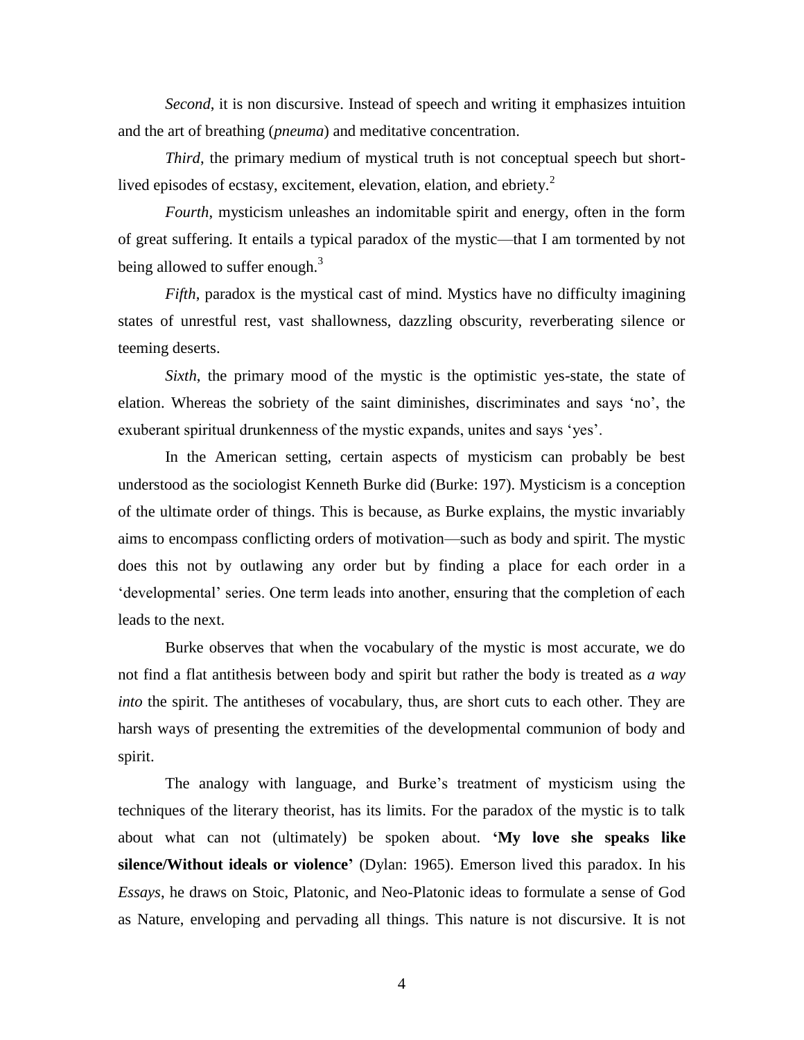*Second*, it is non discursive. Instead of speech and writing it emphasizes intuition and the art of breathing (*pneuma*) and meditative concentration.

*Third*, the primary medium of mystical truth is not conceptual speech but short-lived episodes of ecstasy, excitement, elevation, elation, and ebriety.[2]

*Fourth*, mysticism unleashes an indomitable spirit and energy, often in the form of great suffering. It entails a typical paradox of the mystic—that I am tormented by not being allowed to suffer enough.[3]

*Fifth*, paradox is the mystical cast of mind. Mystics have no difficulty imagining states of unrestful rest, vast shallowness, dazzling obscurity, reverberating silence or teeming deserts.

*Sixth*, the primary mood of the mystic is the optimistic yes-state, the state of elation. Whereas the sobriety of the saint diminishes, discriminates and says 'no', the exuberant spiritual drunkenness of the mystic expands, unites and says 'yes'.

In the American setting, certain aspects of mysticism can probably be best understood as the sociologist Kenneth Burke did (Burke: 197). Mysticism is a conception of the ultimate order of things. This is because, as Burke explains, the mystic invariably aims to encompass conflicting orders of motivation—such as body and spirit. The mystic does this not by outlawing any order but by finding a place for each order in a 'developmental' series. One term leads into another, ensuring that the completion of each leads to the next.

Burke observes that when the vocabulary of the mystic is most accurate, we do not find a flat antithesis between body and spirit but rather the body is treated as *a way into* the spirit. The antitheses of vocabulary, thus, are short cuts to each other. They are harsh ways of presenting the extremities of the developmental communion of body and spirit.

The analogy with language, and Burke's treatment of mysticism using the techniques of the literary theorist, has its limits. For the paradox of the mystic is to talk about what can not (ultimately) be spoken about. **'My love she speaks like silence/Without ideals or violence'** (Dylan: 1965). Emerson lived this paradox. In his *Essays*, he draws on Stoic, Platonic, and Neo-Platonic ideas to formulate a sense of God as Nature, enveloping and pervading all things. This nature is not discursive. It is not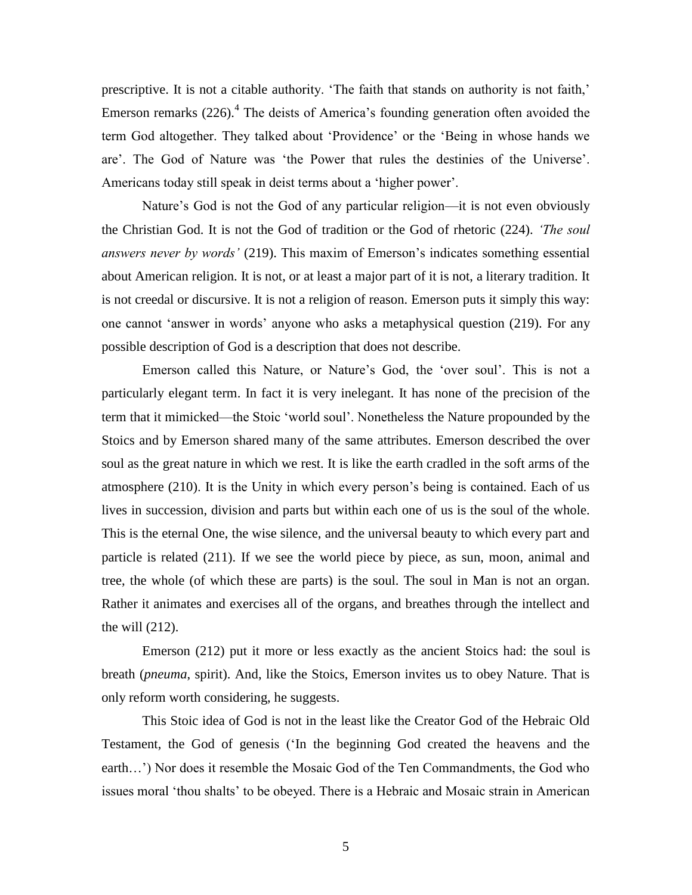prescriptive. It is not a citable authority. 'The faith that stands on authority is not faith,' Emerson remarks (226).[4] The deists of America's founding generation often avoided the term God altogether. They talked about 'Providence' or the 'Being in whose hands we are'. The God of Nature was 'the Power that rules the destinies of the Universe'. Americans today still speak in deist terms about a 'higher power'.

Nature's God is not the God of any particular religion—it is not even obviously the Christian God. It is not the God of tradition or the God of rhetoric (224). *'The soul answers never by words'* (219). This maxim of Emerson's indicates something essential about American religion. It is not, or at least a major part of it is not, a literary tradition. It is not creedal or discursive. It is not a religion of reason. Emerson puts it simply this way: one cannot 'answer in words' anyone who asks a metaphysical question (219). For any possible description of God is a description that does not describe.

Emerson called this Nature, or Nature's God, the 'over soul'. This is not a particularly elegant term. In fact it is very inelegant. It has none of the precision of the term that it mimicked—the Stoic 'world soul'. Nonetheless the Nature propounded by the Stoics and by Emerson shared many of the same attributes. Emerson described the over soul as the great nature in which we rest. It is like the earth cradled in the soft arms of the atmosphere (210). It is the Unity in which every person's being is contained. Each of us lives in succession, division and parts but within each one of us is the soul of the whole. This is the eternal One, the wise silence, and the universal beauty to which every part and particle is related (211). If we see the world piece by piece, as sun, moon, animal and tree, the whole (of which these are parts) is the soul. The soul in Man is not an organ. Rather it animates and exercises all of the organs, and breathes through the intellect and the will (212).

Emerson (212) put it more or less exactly as the ancient Stoics had: the soul is breath (*pneuma*, spirit). And, like the Stoics, Emerson invites us to obey Nature. That is only reform worth considering, he suggests.

This Stoic idea of God is not in the least like the Creator God of the Hebraic Old Testament, the God of genesis ('In the beginning God created the heavens and the earth…') Nor does it resemble the Mosaic God of the Ten Commandments, the God who issues moral 'thou shalts' to be obeyed. There is a Hebraic and Mosaic strain in American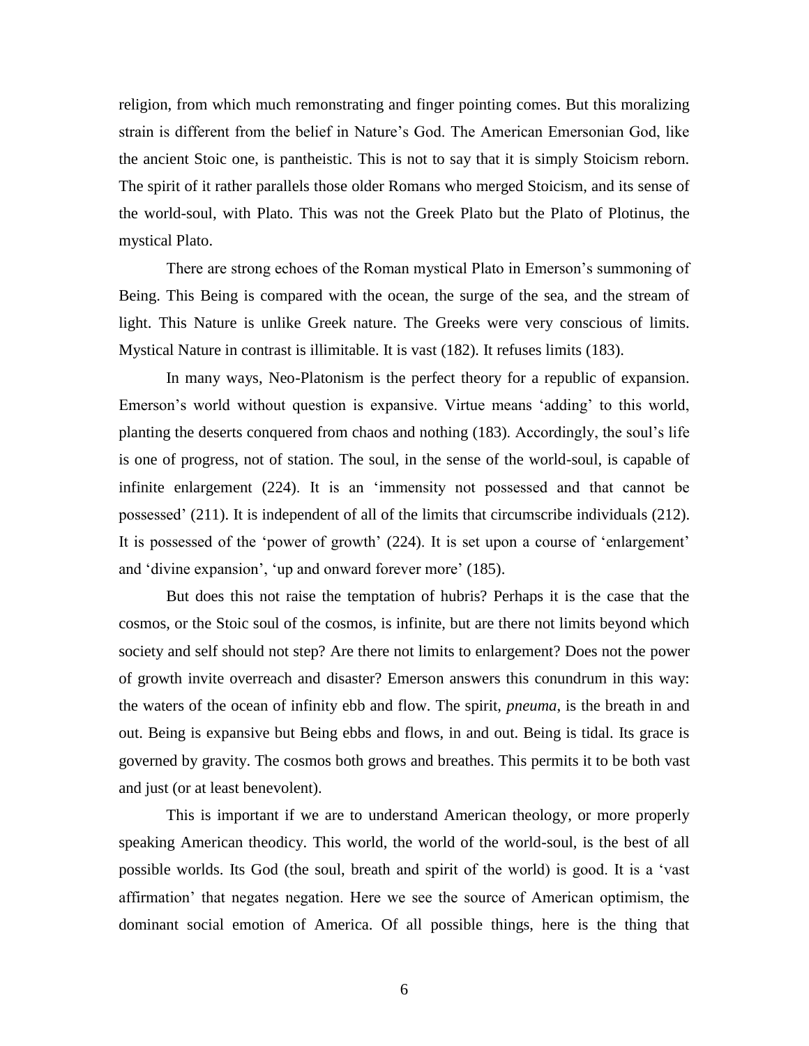religion, from which much remonstrating and finger pointing comes. But this moralizing strain is different from the belief in Nature's God. The American Emersonian God, like the ancient Stoic one, is pantheistic. This is not to say that it is simply Stoicism reborn. The spirit of it rather parallels those older Romans who merged Stoicism, and its sense of the world-soul, with Plato. This was not the Greek Plato but the Plato of Plotinus, the mystical Plato.

There are strong echoes of the Roman mystical Plato in Emerson's summoning of Being. This Being is compared with the ocean, the surge of the sea, and the stream of light. This Nature is unlike Greek nature. The Greeks were very conscious of limits. Mystical Nature in contrast is illimitable. It is vast (182). It refuses limits (183).

In many ways, Neo-Platonism is the perfect theory for a republic of expansion. Emerson's world without question is expansive. Virtue means 'adding' to this world, planting the deserts conquered from chaos and nothing (183). Accordingly, the soul's life is one of progress, not of station. The soul, in the sense of the world-soul, is capable of infinite enlargement (224). It is an 'immensity not possessed and that cannot be possessed' (211). It is independent of all of the limits that circumscribe individuals (212). It is possessed of the 'power of growth' (224). It is set upon a course of 'enlargement' and 'divine expansion', 'up and onward forever more' (185).

But does this not raise the temptation of hubris? Perhaps it is the case that the cosmos, or the Stoic soul of the cosmos, is infinite, but are there not limits beyond which society and self should not step? Are there not limits to enlargement? Does not the power of growth invite overreach and disaster? Emerson answers this conundrum in this way: the waters of the ocean of infinity ebb and flow. The spirit, *pneuma*, is the breath in and out. Being is expansive but Being ebbs and flows, in and out. Being is tidal. Its grace is governed by gravity. The cosmos both grows and breathes. This permits it to be both vast and just (or at least benevolent).

This is important if we are to understand American theology, or more properly speaking American theodicy. This world, the world of the world-soul, is the best of all possible worlds. Its God (the soul, breath and spirit of the world) is good. It is a 'vast affirmation' that negates negation. Here we see the source of American optimism, the dominant social emotion of America. Of all possible things, here is the thing that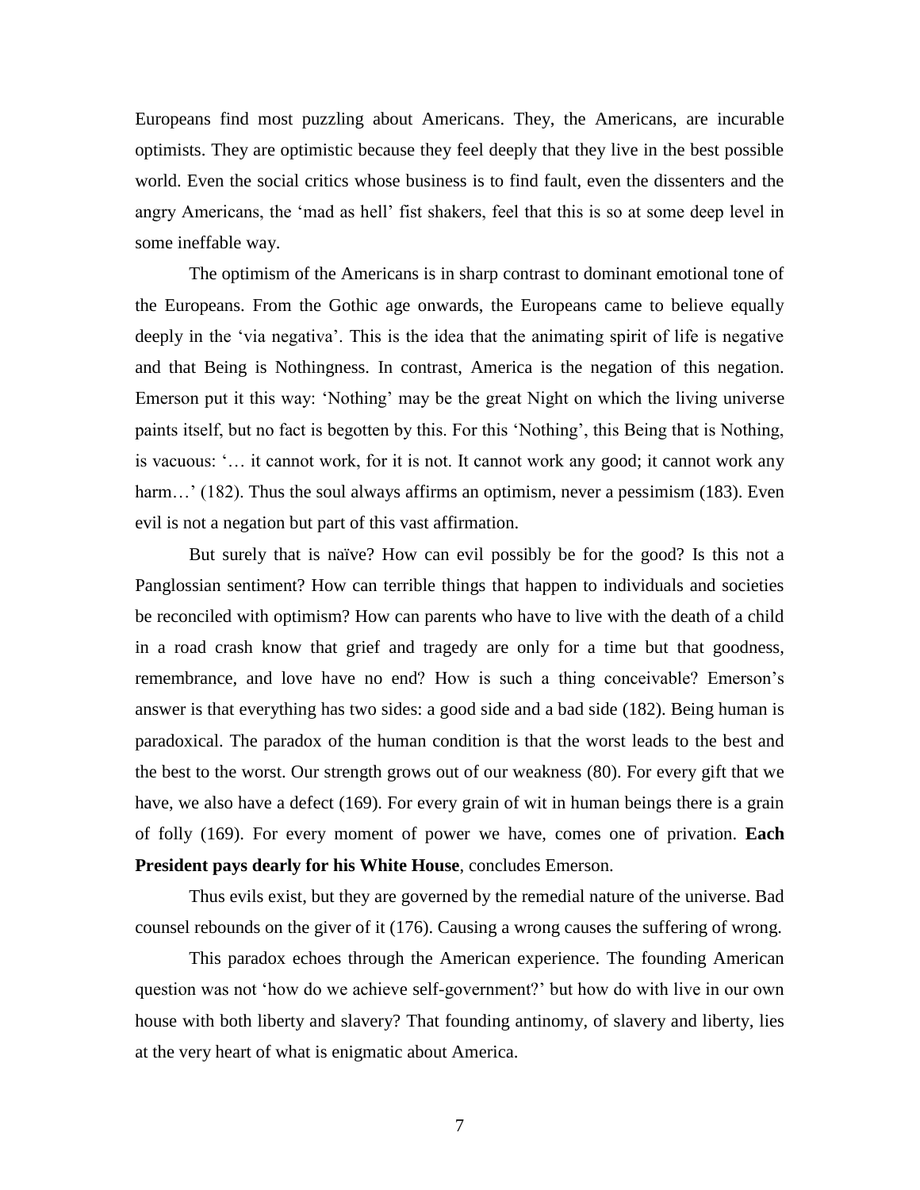Europeans find most puzzling about Americans. They, the Americans, are incurable optimists. They are optimistic because they feel deeply that they live in the best possible world. Even the social critics whose business is to find fault, even the dissenters and the angry Americans, the 'mad as hell' fist shakers, feel that this is so at some deep level in some ineffable way.

The optimism of the Americans is in sharp contrast to dominant emotional tone of the Europeans. From the Gothic age onwards, the Europeans came to believe equally deeply in the 'via negativa'. This is the idea that the animating spirit of life is negative and that Being is Nothingness. In contrast, America is the negation of this negation. Emerson put it this way: 'Nothing' may be the great Night on which the living universe paints itself, but no fact is begotten by this. For this 'Nothing', this Being that is Nothing, is vacuous: '… it cannot work, for it is not. It cannot work any good; it cannot work any harm…' (182). Thus the soul always affirms an optimism, never a pessimism (183). Even evil is not a negation but part of this vast affirmation.

But surely that is naïve? How can evil possibly be for the good? Is this not a Panglossian sentiment? How can terrible things that happen to individuals and societies be reconciled with optimism? How can parents who have to live with the death of a child in a road crash know that grief and tragedy are only for a time but that goodness, remembrance, and love have no end? How is such a thing conceivable? Emerson's answer is that everything has two sides: a good side and a bad side (182). Being human is paradoxical. The paradox of the human condition is that the worst leads to the best and the best to the worst. Our strength grows out of our weakness (80). For every gift that we have, we also have a defect (169). For every grain of wit in human beings there is a grain of folly (169). For every moment of power we have, comes one of privation. **Each President pays dearly for his White House**, concludes Emerson.

Thus evils exist, but they are governed by the remedial nature of the universe. Bad counsel rebounds on the giver of it (176). Causing a wrong causes the suffering of wrong.

This paradox echoes through the American experience. The founding American question was not 'how do we achieve self-government?' but how do with live in our own house with both liberty and slavery? That founding antinomy, of slavery and liberty, lies at the very heart of what is enigmatic about America.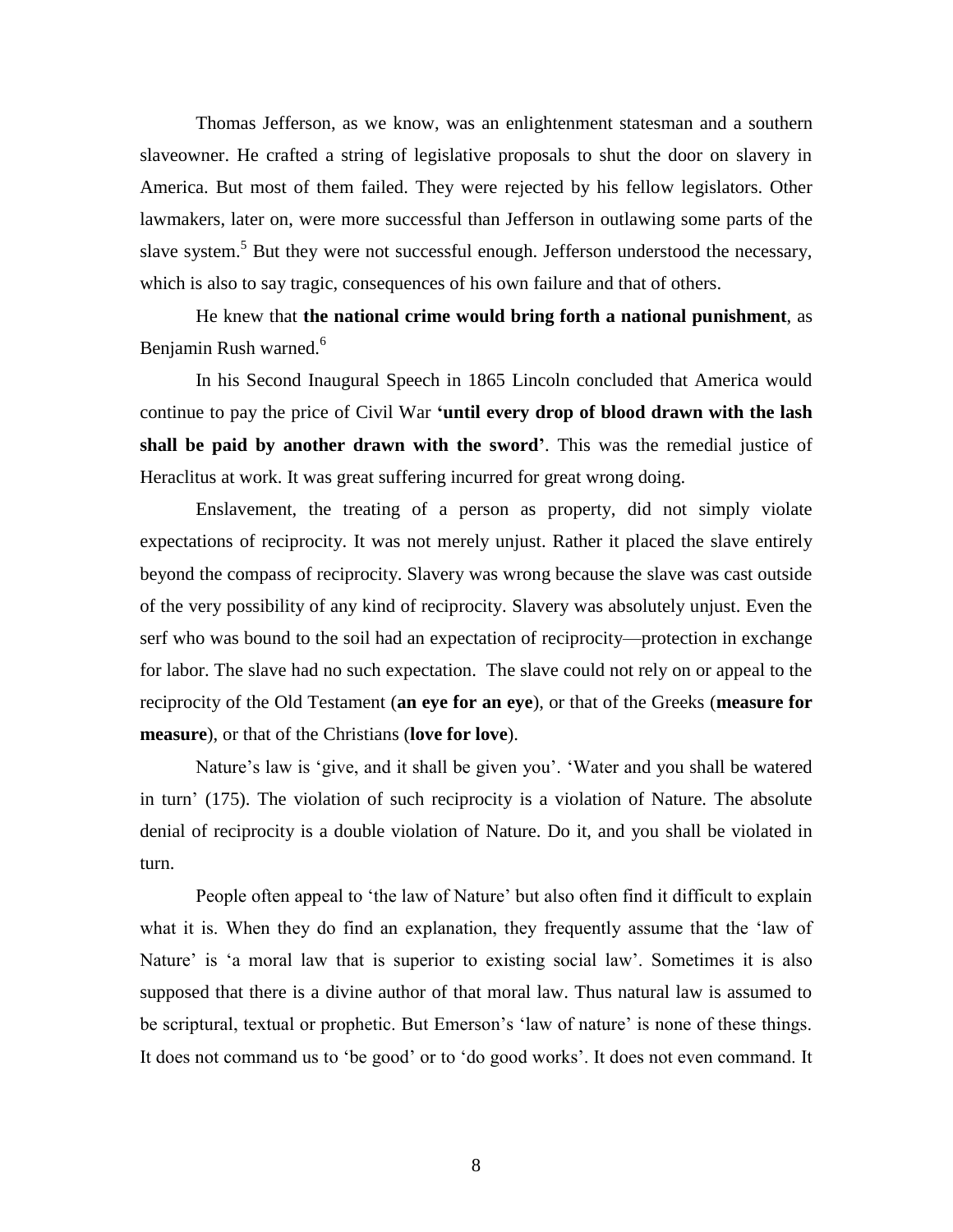Thomas Jefferson, as we know, was an enlightenment statesman and a southern slaveowner. He crafted a string of legislative proposals to shut the door on slavery in America. But most of them failed. They were rejected by his fellow legislators. Other lawmakers, later on, were more successful than Jefferson in outlawing some parts of the slave system.[5] But they were not successful enough. Jefferson understood the necessary, which is also to say tragic, consequences of his own failure and that of others.

He knew that **the national crime would bring forth a national punishment**, as Benjamin Rush warned.[6]

In his Second Inaugural Speech in 1865 Lincoln concluded that America would continue to pay the price of Civil War **'until every drop of blood drawn with the lash shall be paid by another drawn with the sword'**. This was the remedial justice of Heraclitus at work. It was great suffering incurred for great wrong doing.

Enslavement, the treating of a person as property, did not simply violate expectations of reciprocity. It was not merely unjust. Rather it placed the slave entirely beyond the compass of reciprocity. Slavery was wrong because the slave was cast outside of the very possibility of any kind of reciprocity. Slavery was absolutely unjust. Even the serf who was bound to the soil had an expectation of reciprocity—protection in exchange for labor. The slave had no such expectation. The slave could not rely on or appeal to the reciprocity of the Old Testament (**an eye for an eye**), or that of the Greeks (**measure for measure**), or that of the Christians (**love for love**).

Nature's law is 'give, and it shall be given you'. 'Water and you shall be watered in turn' (175). The violation of such reciprocity is a violation of Nature. The absolute denial of reciprocity is a double violation of Nature. Do it, and you shall be violated in turn.

People often appeal to 'the law of Nature' but also often find it difficult to explain what it is. When they do find an explanation, they frequently assume that the 'law of Nature' is 'a moral law that is superior to existing social law'. Sometimes it is also supposed that there is a divine author of that moral law. Thus natural law is assumed to be scriptural, textual or prophetic. But Emerson's 'law of nature' is none of these things. It does not command us to 'be good' or to 'do good works'. It does not even command. It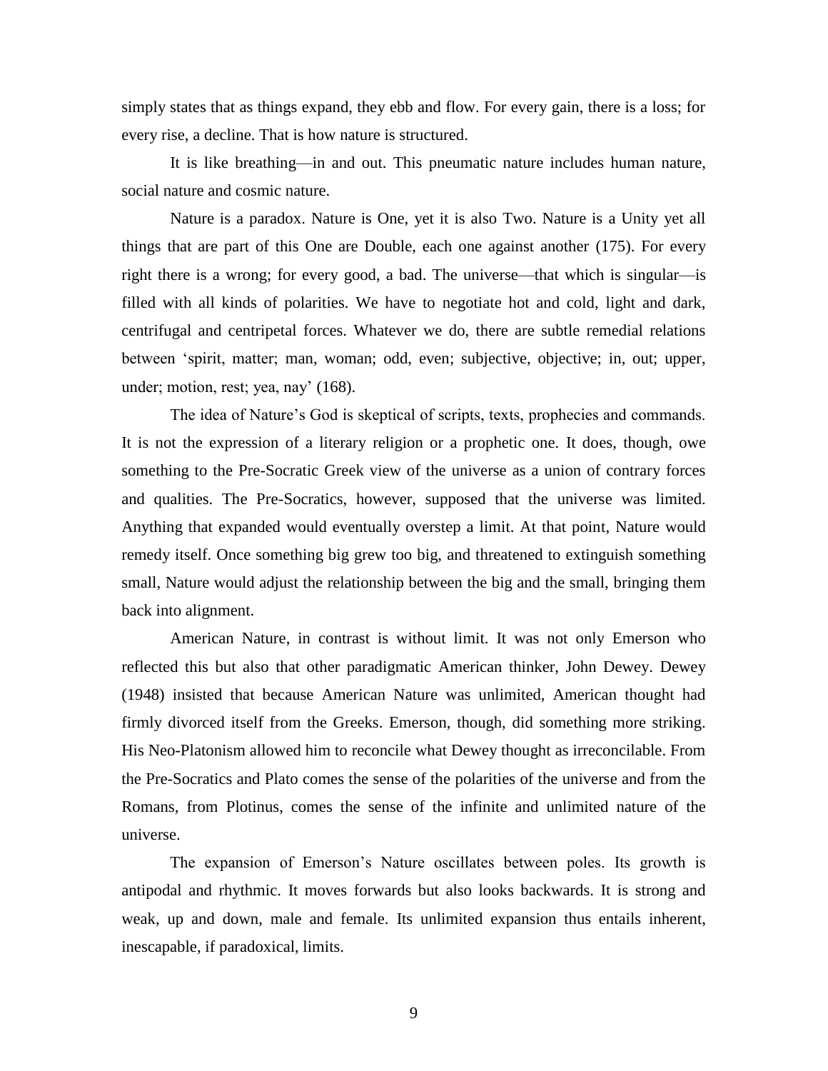simply states that as things expand, they ebb and flow. For every gain, there is a loss; for every rise, a decline. That is how nature is structured.

It is like breathing—in and out. This pneumatic nature includes human nature, social nature and cosmic nature.

Nature is a paradox. Nature is One, yet it is also Two. Nature is a Unity yet all things that are part of this One are Double, each one against another (175). For every right there is a wrong; for every good, a bad. The universe—that which is singular—is filled with all kinds of polarities. We have to negotiate hot and cold, light and dark, centrifugal and centripetal forces. Whatever we do, there are subtle remedial relations between 'spirit, matter; man, woman; odd, even; subjective, objective; in, out; upper, under; motion, rest; yea, nay' (168).

The idea of Nature's God is skeptical of scripts, texts, prophecies and commands. It is not the expression of a literary religion or a prophetic one. It does, though, owe something to the Pre-Socratic Greek view of the universe as a union of contrary forces and qualities. The Pre-Socratics, however, supposed that the universe was limited. Anything that expanded would eventually overstep a limit. At that point, Nature would remedy itself. Once something big grew too big, and threatened to extinguish something small, Nature would adjust the relationship between the big and the small, bringing them back into alignment.

American Nature, in contrast is without limit. It was not only Emerson who reflected this but also that other paradigmatic American thinker, John Dewey. Dewey (1948) insisted that because American Nature was unlimited, American thought had firmly divorced itself from the Greeks. Emerson, though, did something more striking. His Neo-Platonism allowed him to reconcile what Dewey thought as irreconcilable. From the Pre-Socratics and Plato comes the sense of the polarities of the universe and from the Romans, from Plotinus, comes the sense of the infinite and unlimited nature of the universe.

The expansion of Emerson's Nature oscillates between poles. Its growth is antipodal and rhythmic. It moves forwards but also looks backwards. It is strong and weak, up and down, male and female. Its unlimited expansion thus entails inherent, inescapable, if paradoxical, limits.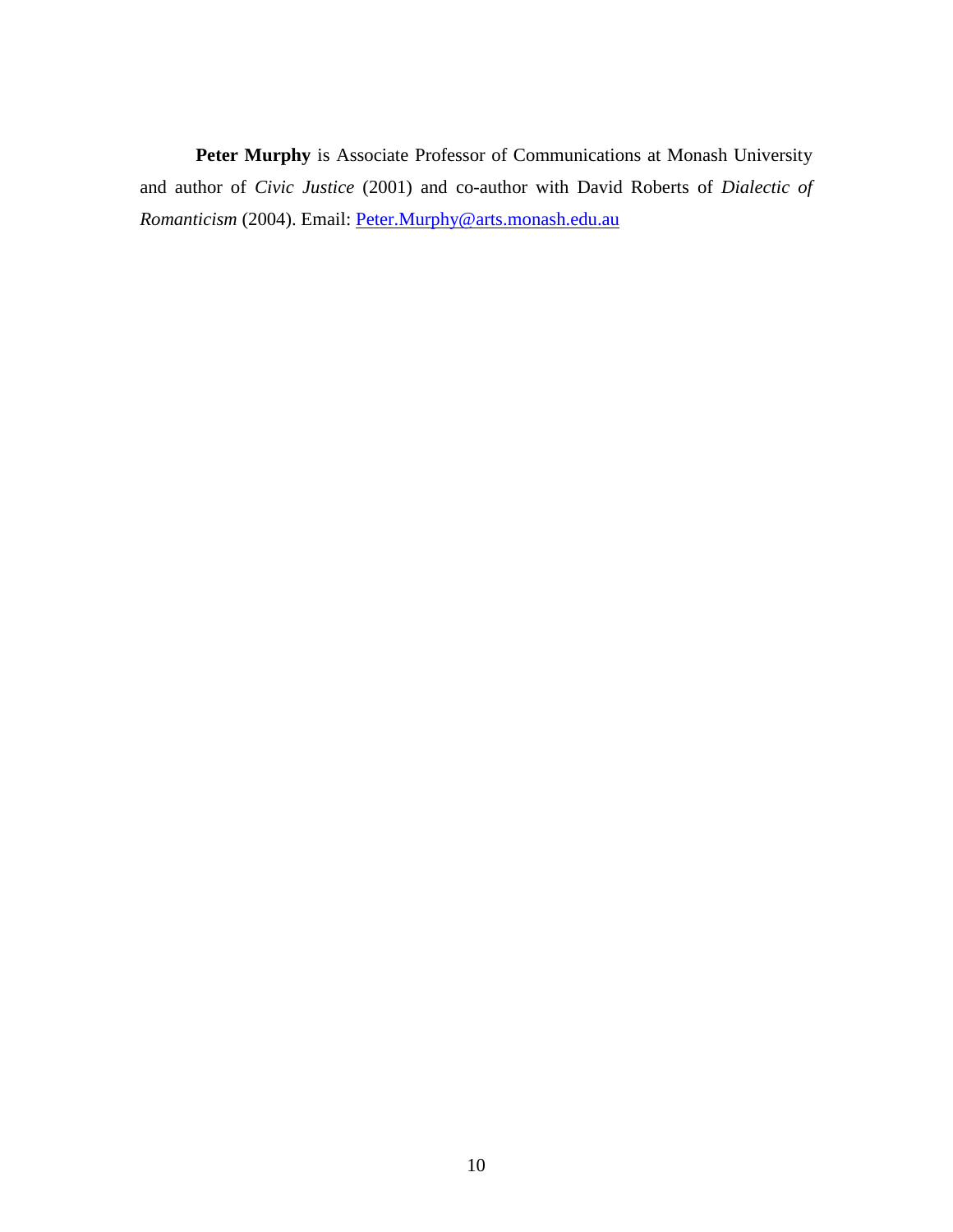**Peter Murphy** is Associate Professor of Communications at Monash University and author of *Civic Justice* (2001) and co-author with David Roberts of *Dialectic of Romanticism* (2004). Email: Peter.Murphy@arts.monash.edu.au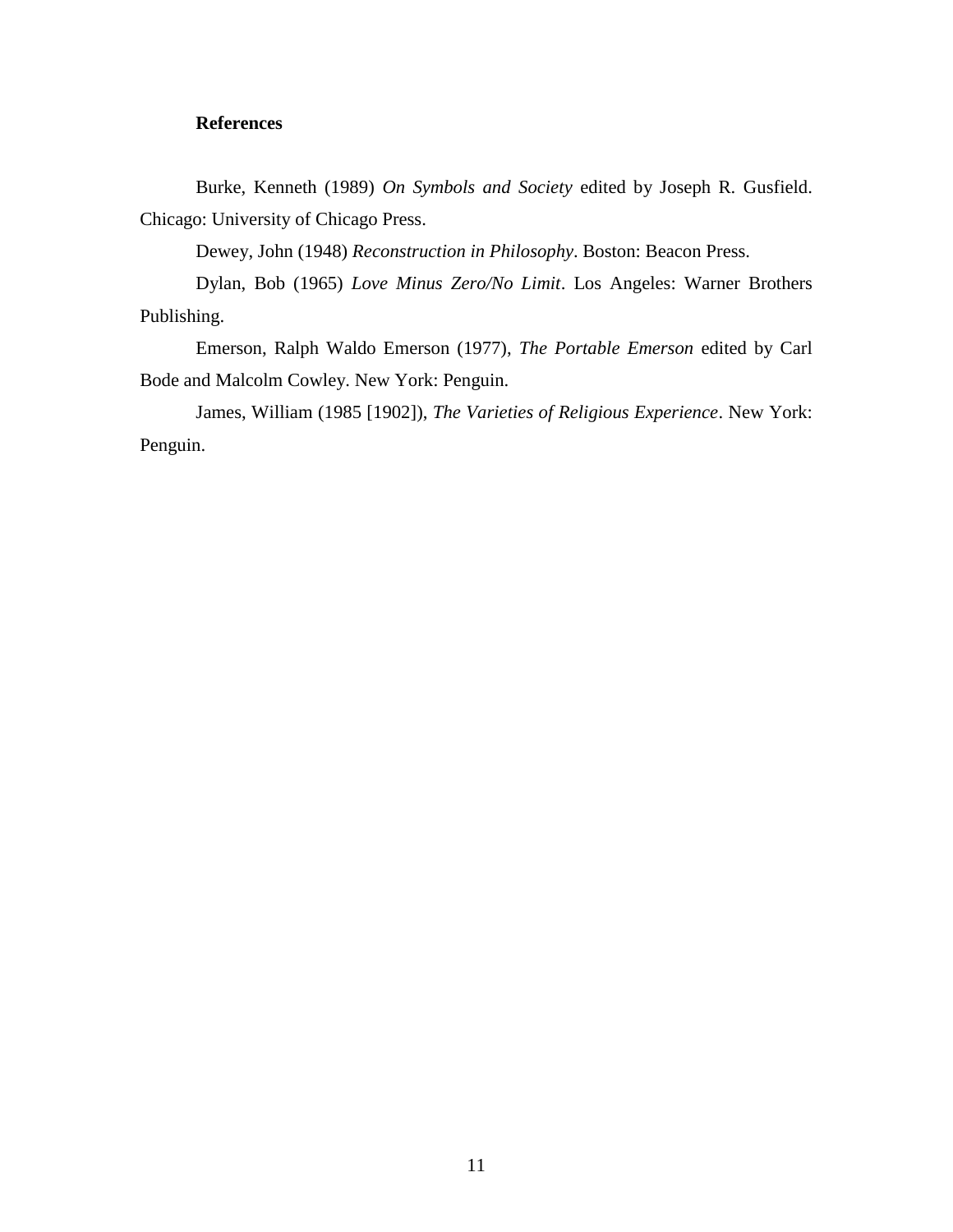## References

Burke, Kenneth (1989) *On Symbols and Society* edited by Joseph R. Gusfield. Chicago: University of Chicago Press.

Dewey, John (1948) *Reconstruction in Philosophy*. Boston: Beacon Press.

Dylan, Bob (1965) *Love Minus Zero/No Limit*. Los Angeles: Warner Brothers Publishing.

Emerson, Ralph Waldo Emerson (1977), *The Portable Emerson* edited by Carl Bode and Malcolm Cowley. New York: Penguin.

James, William (1985 [1902]), *The Varieties of Religious Experience*. New York: Penguin.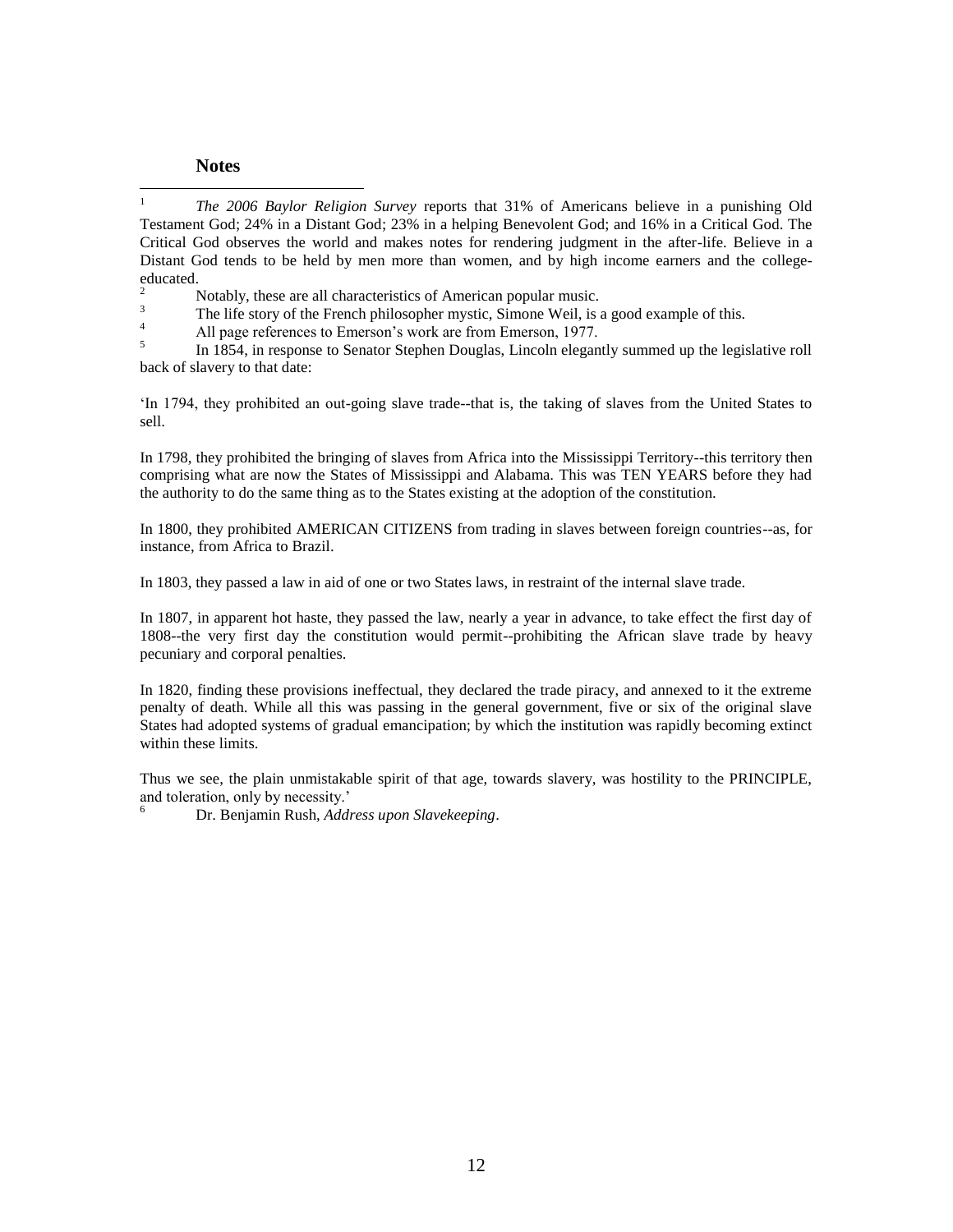## Notes

[1] *The 2006 Baylor Religion Survey* reports that 31% of Americans believe in a punishing Old Testament God; 24% in a Distant God; 23% in a helping Benevolent God; and 16% in a Critical God. The Critical God observes the world and makes notes for rendering judgment in the after-life. Believe in a Distant God tends to be held by men more than women, and by high income earners and the college-educated.

[2] Notably, these are all characteristics of American popular music.

[3] The life story of the French philosopher mystic, Simone Weil, is a good example of this.

[4] All page references to Emerson's work are from Emerson, 1977.

[5] In 1854, in response to Senator Stephen Douglas, Lincoln elegantly summed up the legislative roll back of slavery to that date:

'In 1794, they prohibited an out-going slave trade--that is, the taking of slaves from the United States to sell.

In 1798, they prohibited the bringing of slaves from Africa into the Mississippi Territory--this territory then comprising what are now the States of Mississippi and Alabama. This was TEN YEARS before they had the authority to do the same thing as to the States existing at the adoption of the constitution.

In 1800, they prohibited AMERICAN CITIZENS from trading in slaves between foreign countries--as, for instance, from Africa to Brazil.

In 1803, they passed a law in aid of one or two States laws, in restraint of the internal slave trade.

In 1807, in apparent hot haste, they passed the law, nearly a year in advance, to take effect the first day of 1808--the very first day the constitution would permit--prohibiting the African slave trade by heavy pecuniary and corporal penalties.

In 1820, finding these provisions ineffectual, they declared the trade piracy, and annexed to it the extreme penalty of death. While all this was passing in the general government, five or six of the original slave States had adopted systems of gradual emancipation; by which the institution was rapidly becoming extinct within these limits.

Thus we see, the plain unmistakable spirit of that age, towards slavery, was hostility to the PRINCIPLE, and toleration, only by necessity.'

[6] Dr. Benjamin Rush, *Address upon Slavekeeping*.